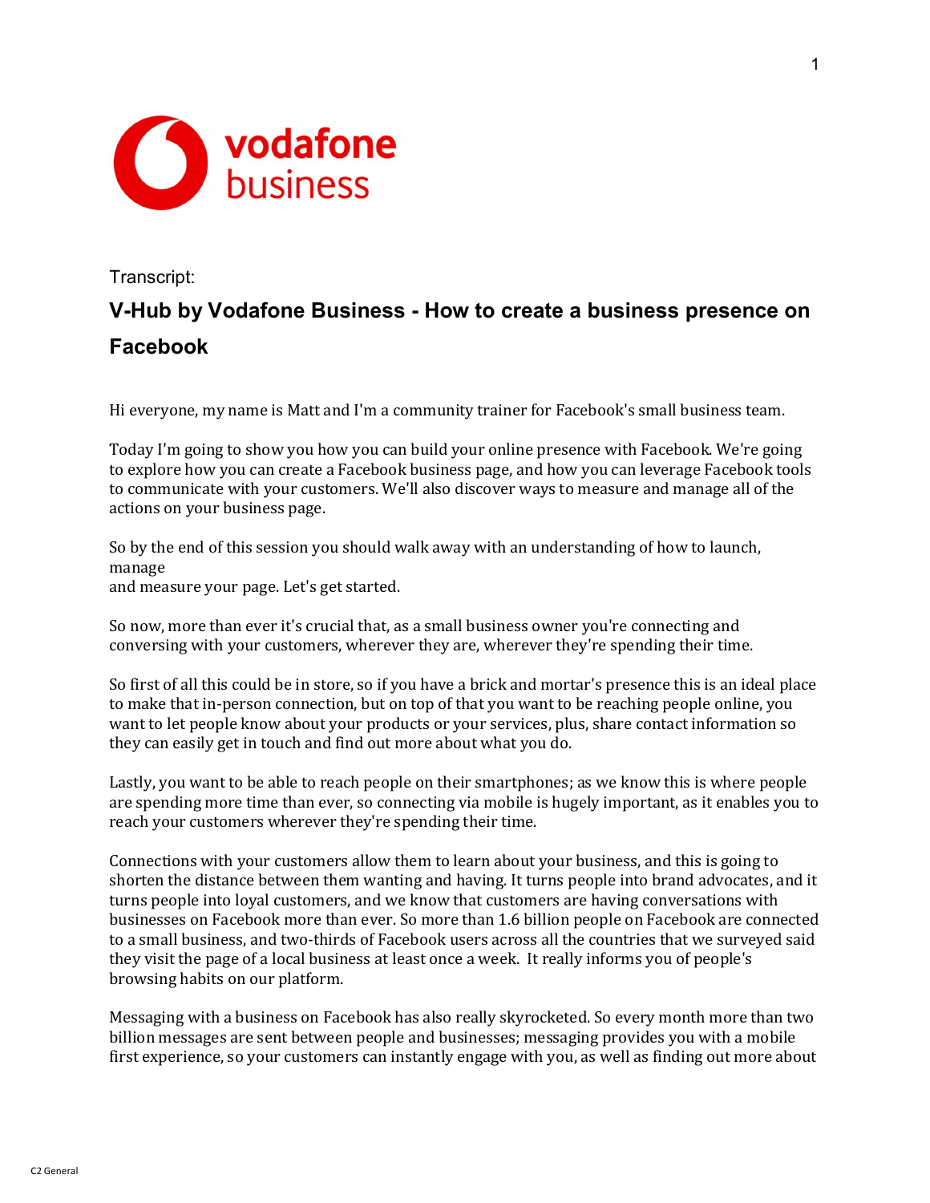Transcript:

# V-Hub by Vodafone Business - How to create a business presence on Facebook

Hi everyone, my name is Matt and I'm a community trainer for Facebook's small business team.

Today I'm going to show you how you can build your online presence with Facebook. We're going to explore how you can create a Facebook business page, and how you can leverage Facebook tools to communicate with your customers. We'll also discover ways to measure and manage all of the actions on your business page.

So by the end of this session you should walk away with an understanding of how to launch, manage
and measure your page. Let's get started.

So now, more than ever it's crucial that, as a small business owner you're connecting and conversing with your customers, wherever they are, wherever they're spending their time.

So first of all this could be in store, so if you have a brick and mortar's presence this is an ideal place to make that in-person connection, but on top of that you want to be reaching people online, you want to let people know about your products or your services, plus, share contact information so they can easily get in touch and find out more about what you do.

Lastly, you want to be able to reach people on their smartphones; as we know this is where people are spending more time than ever, so connecting via mobile is hugely important, as it enables you to reach your customers wherever they're spending their time.

Connections with your customers allow them to learn about your business, and this is going to shorten the distance between them wanting and having. It turns people into brand advocates, and it turns people into loyal customers, and we know that customers are having conversations with businesses on Facebook more than ever. So more than 1.6 billion people on Facebook are connected to a small business, and two-thirds of Facebook users across all the countries that we surveyed said they visit the page of a local business at least once a week. It really informs you of people's browsing habits on our platform.

Messaging with a business on Facebook has also really skyrocketed. So every month more than two billion messages are sent between people and businesses; messaging provides you with a mobile first experience, so your customers can instantly engage with you, as well as finding out more about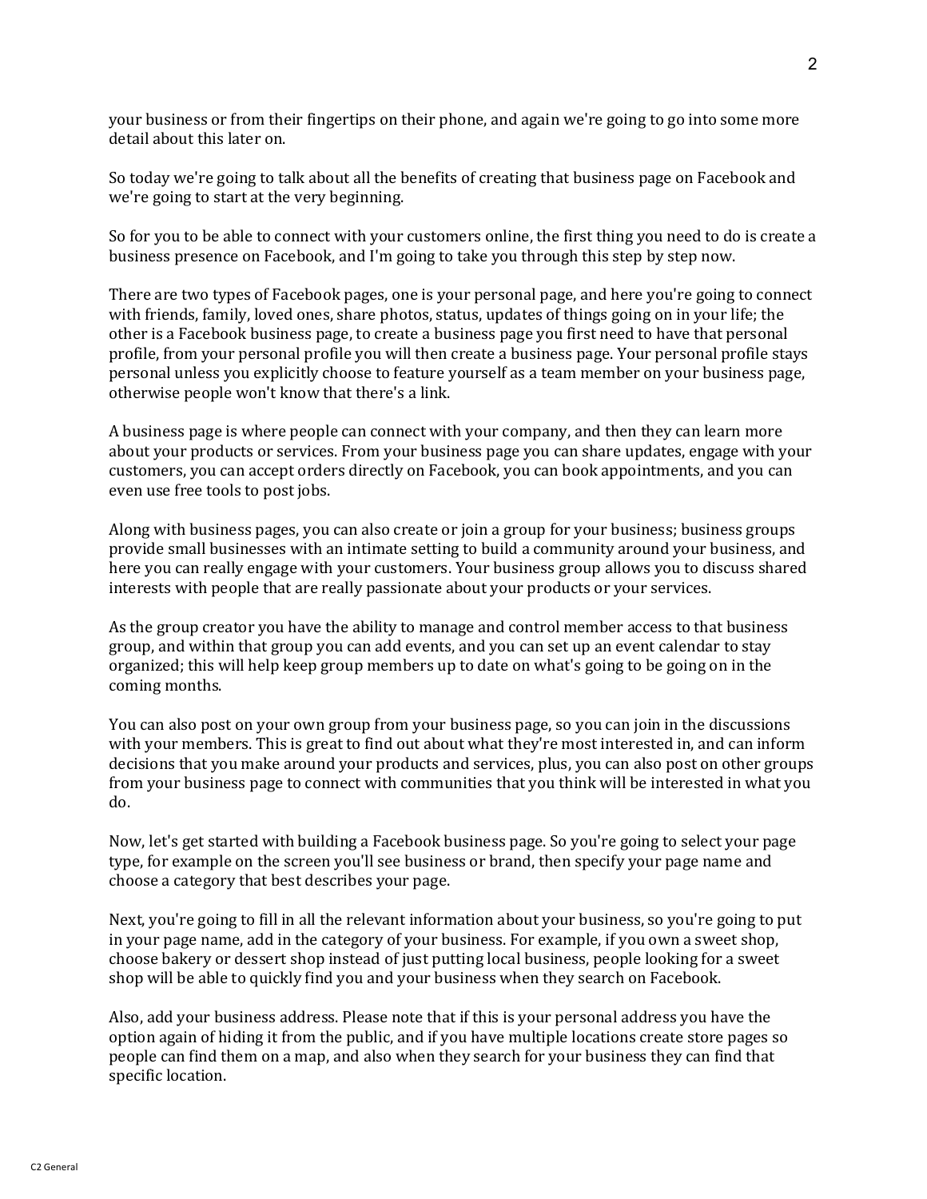your business or from their fingertips on their phone, and again we're going to go into some more detail about this later on.

So today we're going to talk about all the benefits of creating that business page on Facebook and we're going to start at the very beginning.

So for you to be able to connect with your customers online, the first thing you need to do is create a business presence on Facebook, and I'm going to take you through this step by step now.

There are two types of Facebook pages, one is your personal page, and here you're going to connect with friends, family, loved ones, share photos, status, updates of things going on in your life; the other is a Facebook business page, to create a business page you first need to have that personal profile, from your personal profile you will then create a business page. Your personal profile stays personal unless you explicitly choose to feature yourself as a team member on your business page, otherwise people won't know that there's a link.

A business page is where people can connect with your company, and then they can learn more about your products or services. From your business page you can share updates, engage with your customers, you can accept orders directly on Facebook, you can book appointments, and you can even use free tools to post jobs.

Along with business pages, you can also create or join a group for your business; business groups provide small businesses with an intimate setting to build a community around your business, and here you can really engage with your customers. Your business group allows you to discuss shared interests with people that are really passionate about your products or your services.

As the group creator you have the ability to manage and control member access to that business group, and within that group you can add events, and you can set up an event calendar to stay organized; this will help keep group members up to date on what's going to be going on in the coming months.

You can also post on your own group from your business page, so you can join in the discussions with your members. This is great to find out about what they're most interested in, and can inform decisions that you make around your products and services, plus, you can also post on other groups from your business page to connect with communities that you think will be interested in what you do.

Now, let's get started with building a Facebook business page. So you're going to select your page type, for example on the screen you'll see business or brand, then specify your page name and choose a category that best describes your page.

Next, you're going to fill in all the relevant information about your business, so you're going to put in your page name, add in the category of your business. For example, if you own a sweet shop, choose bakery or dessert shop instead of just putting local business, people looking for a sweet shop will be able to quickly find you and your business when they search on Facebook.

Also, add your business address. Please note that if this is your personal address you have the option again of hiding it from the public, and if you have multiple locations create store pages so people can find them on a map, and also when they search for your business they can find that specific location.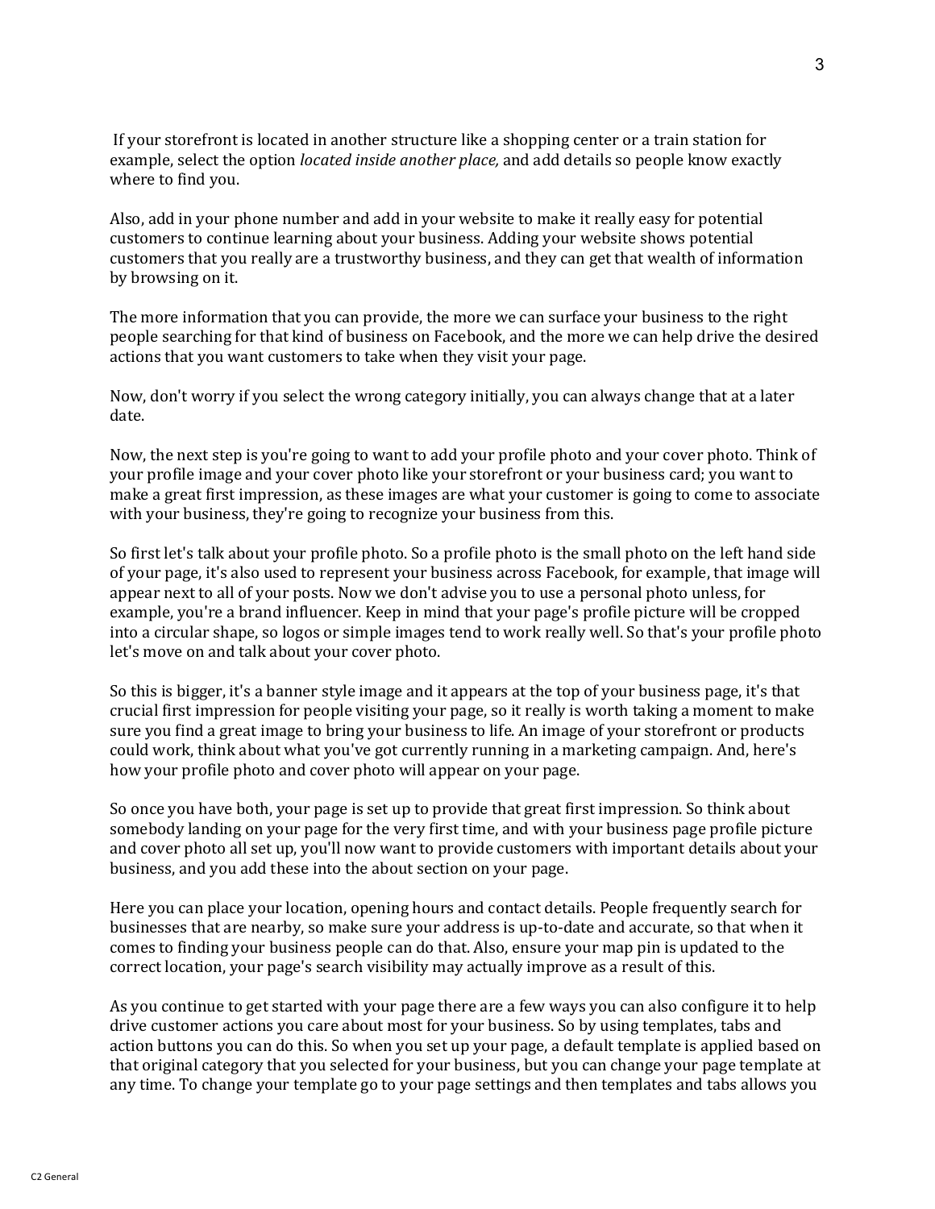If your storefront is located in another structure like a shopping center or a train station for example, select the option *located inside another place,* and add details so people know exactly where to find you.

Also, add in your phone number and add in your website to make it really easy for potential customers to continue learning about your business. Adding your website shows potential customers that you really are a trustworthy business, and they can get that wealth of information by browsing on it.

The more information that you can provide, the more we can surface your business to the right people searching for that kind of business on Facebook, and the more we can help drive the desired actions that you want customers to take when they visit your page.

Now, don't worry if you select the wrong category initially, you can always change that at a later date.

Now, the next step is you're going to want to add your profile photo and your cover photo. Think of your profile image and your cover photo like your storefront or your business card; you want to make a great first impression, as these images are what your customer is going to come to associate with your business, they're going to recognize your business from this.

So first let's talk about your profile photo. So a profile photo is the small photo on the left hand side of your page, it's also used to represent your business across Facebook, for example, that image will appear next to all of your posts. Now we don't advise you to use a personal photo unless, for example, you're a brand influencer. Keep in mind that your page's profile picture will be cropped into a circular shape, so logos or simple images tend to work really well. So that's your profile photo let's move on and talk about your cover photo.

So this is bigger, it's a banner style image and it appears at the top of your business page, it's that crucial first impression for people visiting your page, so it really is worth taking a moment to make sure you find a great image to bring your business to life. An image of your storefront or products could work, think about what you've got currently running in a marketing campaign. And, here's how your profile photo and cover photo will appear on your page.

So once you have both, your page is set up to provide that great first impression. So think about somebody landing on your page for the very first time, and with your business page profile picture and cover photo all set up, you'll now want to provide customers with important details about your business, and you add these into the about section on your page.

Here you can place your location, opening hours and contact details. People frequently search for businesses that are nearby, so make sure your address is up-to-date and accurate, so that when it comes to finding your business people can do that. Also, ensure your map pin is updated to the correct location, your page's search visibility may actually improve as a result of this.

As you continue to get started with your page there are a few ways you can also configure it to help drive customer actions you care about most for your business. So by using templates, tabs and action buttons you can do this. So when you set up your page, a default template is applied based on that original category that you selected for your business, but you can change your page template at any time. To change your template go to your page settings and then templates and tabs allows you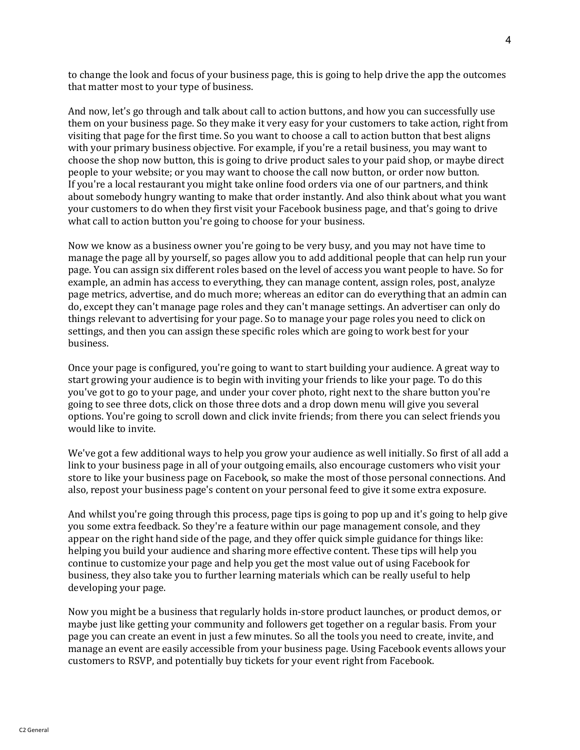to change the look and focus of your business page, this is going to help drive the app the outcomes that matter most to your type of business.

And now, let's go through and talk about call to action buttons, and how you can successfully use them on your business page. So they make it very easy for your customers to take action, right from visiting that page for the first time. So you want to choose a call to action button that best aligns with your primary business objective. For example, if you're a retail business, you may want to choose the shop now button, this is going to drive product sales to your paid shop, or maybe direct people to your website; or you may want to choose the call now button, or order now button. If you're a local restaurant you might take online food orders via one of our partners, and think about somebody hungry wanting to make that order instantly. And also think about what you want your customers to do when they first visit your Facebook business page, and that's going to drive what call to action button you're going to choose for your business.

Now we know as a business owner you're going to be very busy, and you may not have time to manage the page all by yourself, so pages allow you to add additional people that can help run your page. You can assign six different roles based on the level of access you want people to have. So for example, an admin has access to everything, they can manage content, assign roles, post, analyze page metrics, advertise, and do much more; whereas an editor can do everything that an admin can do, except they can't manage page roles and they can't manage settings. An advertiser can only do things relevant to advertising for your page. So to manage your page roles you need to click on settings, and then you can assign these specific roles which are going to work best for your business.

Once your page is configured, you're going to want to start building your audience. A great way to start growing your audience is to begin with inviting your friends to like your page. To do this you've got to go to your page, and under your cover photo, right next to the share button you're going to see three dots, click on those three dots and a drop down menu will give you several options. You're going to scroll down and click invite friends; from there you can select friends you would like to invite.

We've got a few additional ways to help you grow your audience as well initially. So first of all add a link to your business page in all of your outgoing emails, also encourage customers who visit your store to like your business page on Facebook, so make the most of those personal connections. And also, repost your business page's content on your personal feed to give it some extra exposure.

And whilst you're going through this process, page tips is going to pop up and it's going to help give you some extra feedback. So they're a feature within our page management console, and they appear on the right hand side of the page, and they offer quick simple guidance for things like: helping you build your audience and sharing more effective content. These tips will help you continue to customize your page and help you get the most value out of using Facebook for business, they also take you to further learning materials which can be really useful to help developing your page.

Now you might be a business that regularly holds in-store product launches, or product demos, or maybe just like getting your community and followers get together on a regular basis. From your page you can create an event in just a few minutes. So all the tools you need to create, invite, and manage an event are easily accessible from your business page. Using Facebook events allows your customers to RSVP, and potentially buy tickets for your event right from Facebook.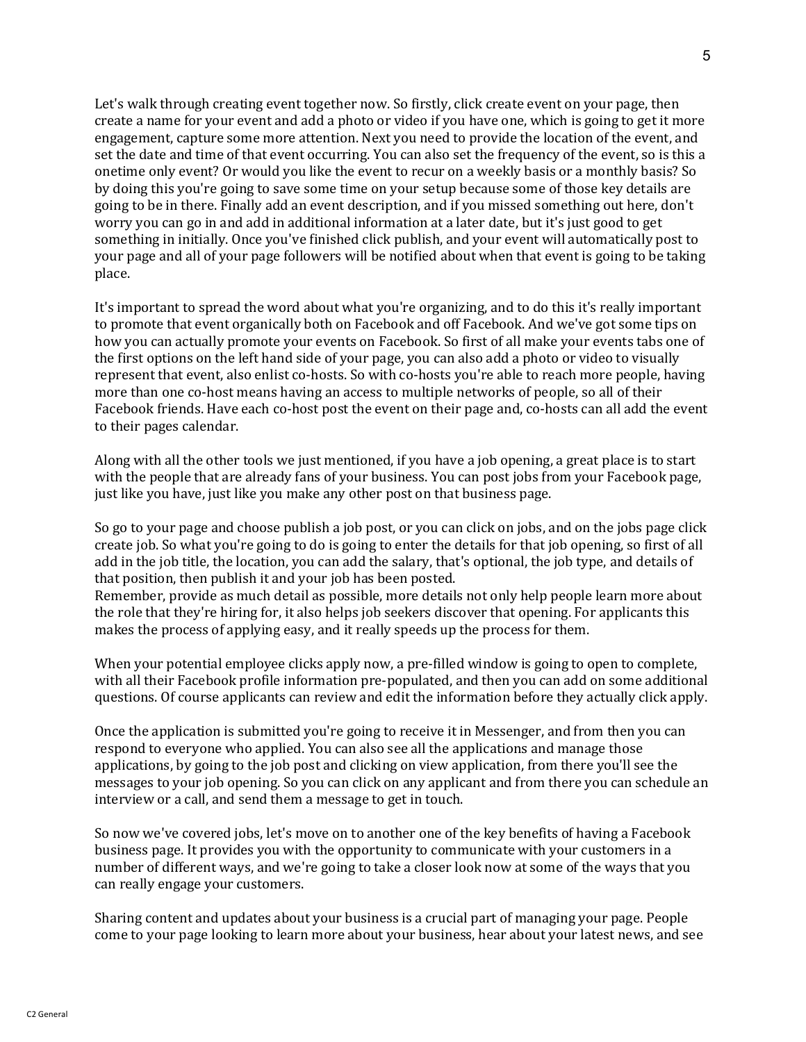Let's walk through creating event together now. So firstly, click create event on your page, then create a name for your event and add a photo or video if you have one, which is going to get it more engagement, capture some more attention. Next you need to provide the location of the event, and set the date and time of that event occurring. You can also set the frequency of the event, so is this a onetime only event? Or would you like the event to recur on a weekly basis or a monthly basis? So by doing this you're going to save some time on your setup because some of those key details are going to be in there. Finally add an event description, and if you missed something out here, don't worry you can go in and add in additional information at a later date, but it's just good to get something in initially. Once you've finished click publish, and your event will automatically post to your page and all of your page followers will be notified about when that event is going to be taking place.

It's important to spread the word about what you're organizing, and to do this it's really important to promote that event organically both on Facebook and off Facebook. And we've got some tips on how you can actually promote your events on Facebook. So first of all make your events tabs one of the first options on the left hand side of your page, you can also add a photo or video to visually represent that event, also enlist co-hosts. So with co-hosts you're able to reach more people, having more than one co-host means having an access to multiple networks of people, so all of their Facebook friends. Have each co-host post the event on their page and, co-hosts can all add the event to their pages calendar.

Along with all the other tools we just mentioned, if you have a job opening, a great place is to start with the people that are already fans of your business. You can post jobs from your Facebook page, just like you have, just like you make any other post on that business page.

So go to your page and choose publish a job post, or you can click on jobs, and on the jobs page click create job. So what you're going to do is going to enter the details for that job opening, so first of all add in the job title, the location, you can add the salary, that's optional, the job type, and details of that position, then publish it and your job has been posted.
Remember, provide as much detail as possible, more details not only help people learn more about the role that they're hiring for, it also helps job seekers discover that opening. For applicants this makes the process of applying easy, and it really speeds up the process for them.

When your potential employee clicks apply now, a pre-filled window is going to open to complete, with all their Facebook profile information pre-populated, and then you can add on some additional questions. Of course applicants can review and edit the information before they actually click apply.

Once the application is submitted you're going to receive it in Messenger, and from then you can respond to everyone who applied. You can also see all the applications and manage those applications, by going to the job post and clicking on view application, from there you'll see the messages to your job opening. So you can click on any applicant and from there you can schedule an interview or a call, and send them a message to get in touch.

So now we've covered jobs, let's move on to another one of the key benefits of having a Facebook business page. It provides you with the opportunity to communicate with your customers in a number of different ways, and we're going to take a closer look now at some of the ways that you can really engage your customers.

Sharing content and updates about your business is a crucial part of managing your page. People come to your page looking to learn more about your business, hear about your latest news, and see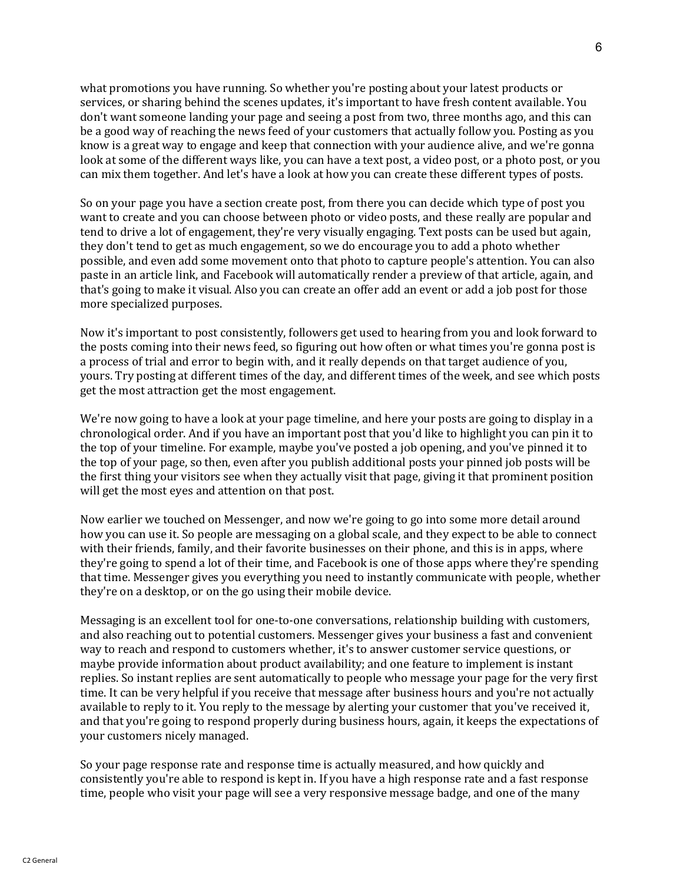what promotions you have running. So whether you're posting about your latest products or services, or sharing behind the scenes updates, it's important to have fresh content available. You don't want someone landing your page and seeing a post from two, three months ago, and this can be a good way of reaching the news feed of your customers that actually follow you. Posting as you know is a great way to engage and keep that connection with your audience alive, and we're gonna look at some of the different ways like, you can have a text post, a video post, or a photo post, or you can mix them together. And let's have a look at how you can create these different types of posts.

So on your page you have a section create post, from there you can decide which type of post you want to create and you can choose between photo or video posts, and these really are popular and tend to drive a lot of engagement, they're very visually engaging. Text posts can be used but again, they don't tend to get as much engagement, so we do encourage you to add a photo whether possible, and even add some movement onto that photo to capture people's attention. You can also paste in an article link, and Facebook will automatically render a preview of that article, again, and that's going to make it visual. Also you can create an offer add an event or add a job post for those more specialized purposes.

Now it's important to post consistently, followers get used to hearing from you and look forward to the posts coming into their news feed, so figuring out how often or what times you're gonna post is a process of trial and error to begin with, and it really depends on that target audience of you, yours. Try posting at different times of the day, and different times of the week, and see which posts get the most attraction get the most engagement.

We're now going to have a look at your page timeline, and here your posts are going to display in a chronological order. And if you have an important post that you'd like to highlight you can pin it to the top of your timeline. For example, maybe you've posted a job opening, and you've pinned it to the top of your page, so then, even after you publish additional posts your pinned job posts will be the first thing your visitors see when they actually visit that page, giving it that prominent position will get the most eyes and attention on that post.

Now earlier we touched on Messenger, and now we're going to go into some more detail around how you can use it. So people are messaging on a global scale, and they expect to be able to connect with their friends, family, and their favorite businesses on their phone, and this is in apps, where they're going to spend a lot of their time, and Facebook is one of those apps where they're spending that time. Messenger gives you everything you need to instantly communicate with people, whether they're on a desktop, or on the go using their mobile device.

Messaging is an excellent tool for one-to-one conversations, relationship building with customers, and also reaching out to potential customers. Messenger gives your business a fast and convenient way to reach and respond to customers whether, it's to answer customer service questions, or maybe provide information about product availability; and one feature to implement is instant replies. So instant replies are sent automatically to people who message your page for the very first time. It can be very helpful if you receive that message after business hours and you're not actually available to reply to it. You reply to the message by alerting your customer that you've received it, and that you're going to respond properly during business hours, again, it keeps the expectations of your customers nicely managed.

So your page response rate and response time is actually measured, and how quickly and consistently you're able to respond is kept in. If you have a high response rate and a fast response time, people who visit your page will see a very responsive message badge, and one of the many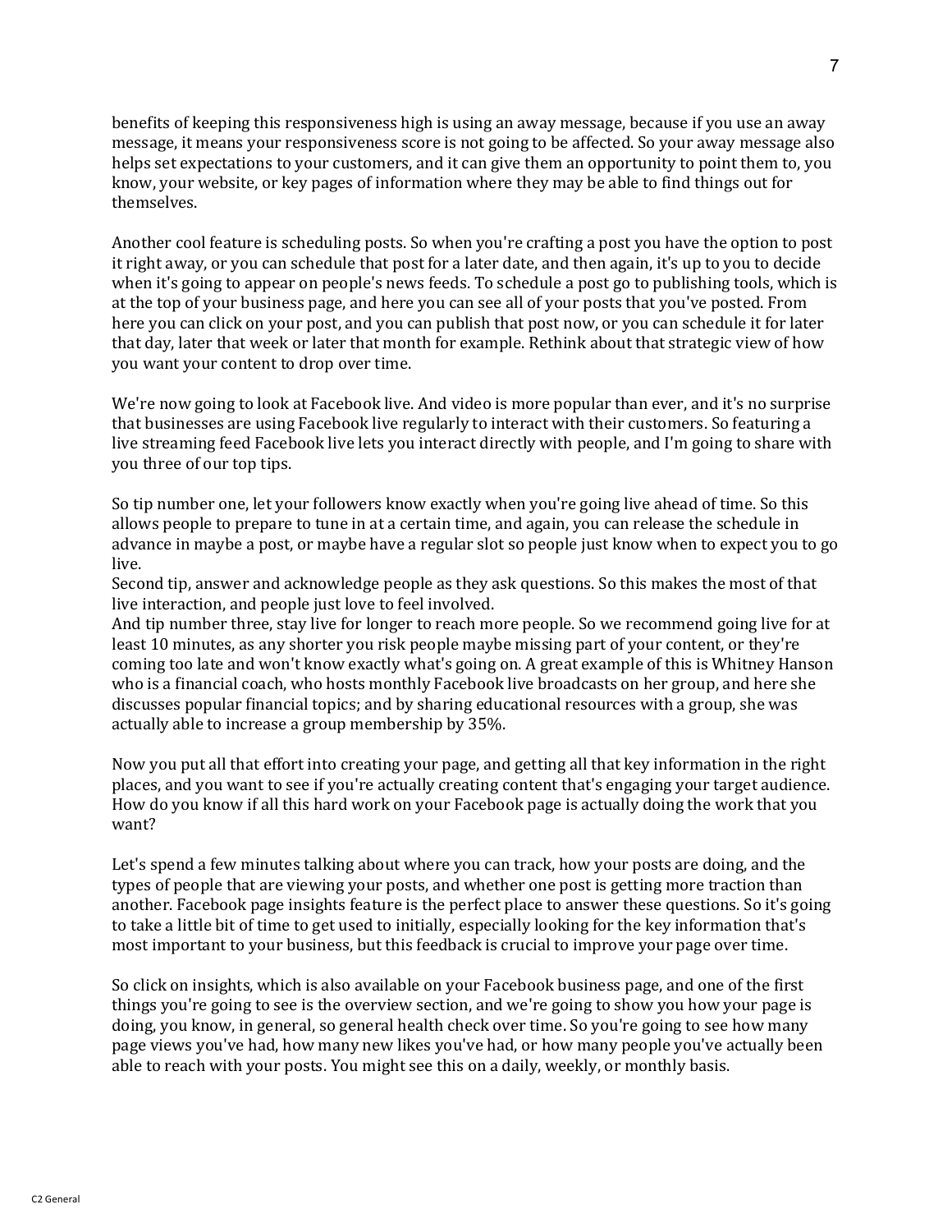benefits of keeping this responsiveness high is using an away message, because if you use an away message, it means your responsiveness score is not going to be affected. So your away message also helps set expectations to your customers, and it can give them an opportunity to point them to, you know, your website, or key pages of information where they may be able to find things out for themselves.

Another cool feature is scheduling posts. So when you're crafting a post you have the option to post it right away, or you can schedule that post for a later date, and then again, it's up to you to decide when it's going to appear on people's news feeds. To schedule a post go to publishing tools, which is at the top of your business page, and here you can see all of your posts that you've posted. From here you can click on your post, and you can publish that post now, or you can schedule it for later that day, later that week or later that month for example. Rethink about that strategic view of how you want your content to drop over time.

We're now going to look at Facebook live. And video is more popular than ever, and it's no surprise that businesses are using Facebook live regularly to interact with their customers. So featuring a live streaming feed Facebook live lets you interact directly with people, and I'm going to share with you three of our top tips.

So tip number one, let your followers know exactly when you're going live ahead of time. So this allows people to prepare to tune in at a certain time, and again, you can release the schedule in advance in maybe a post, or maybe have a regular slot so people just know when to expect you to go live.
Second tip, answer and acknowledge people as they ask questions. So this makes the most of that live interaction, and people just love to feel involved.
And tip number three, stay live for longer to reach more people. So we recommend going live for at least 10 minutes, as any shorter you risk people maybe missing part of your content, or they're coming too late and won't know exactly what's going on. A great example of this is Whitney Hanson who is a financial coach, who hosts monthly Facebook live broadcasts on her group, and here she discusses popular financial topics; and by sharing educational resources with a group, she was actually able to increase a group membership by 35%.

Now you put all that effort into creating your page, and getting all that key information in the right places, and you want to see if you're actually creating content that's engaging your target audience. How do you know if all this hard work on your Facebook page is actually doing the work that you want?

Let's spend a few minutes talking about where you can track, how your posts are doing, and the types of people that are viewing your posts, and whether one post is getting more traction than another. Facebook page insights feature is the perfect place to answer these questions. So it's going to take a little bit of time to get used to initially, especially looking for the key information that's most important to your business, but this feedback is crucial to improve your page over time.

So click on insights, which is also available on your Facebook business page, and one of the first things you're going to see is the overview section, and we're going to show you how your page is doing, you know, in general, so general health check over time. So you're going to see how many page views you've had, how many new likes you've had, or how many people you've actually been able to reach with your posts. You might see this on a daily, weekly, or monthly basis.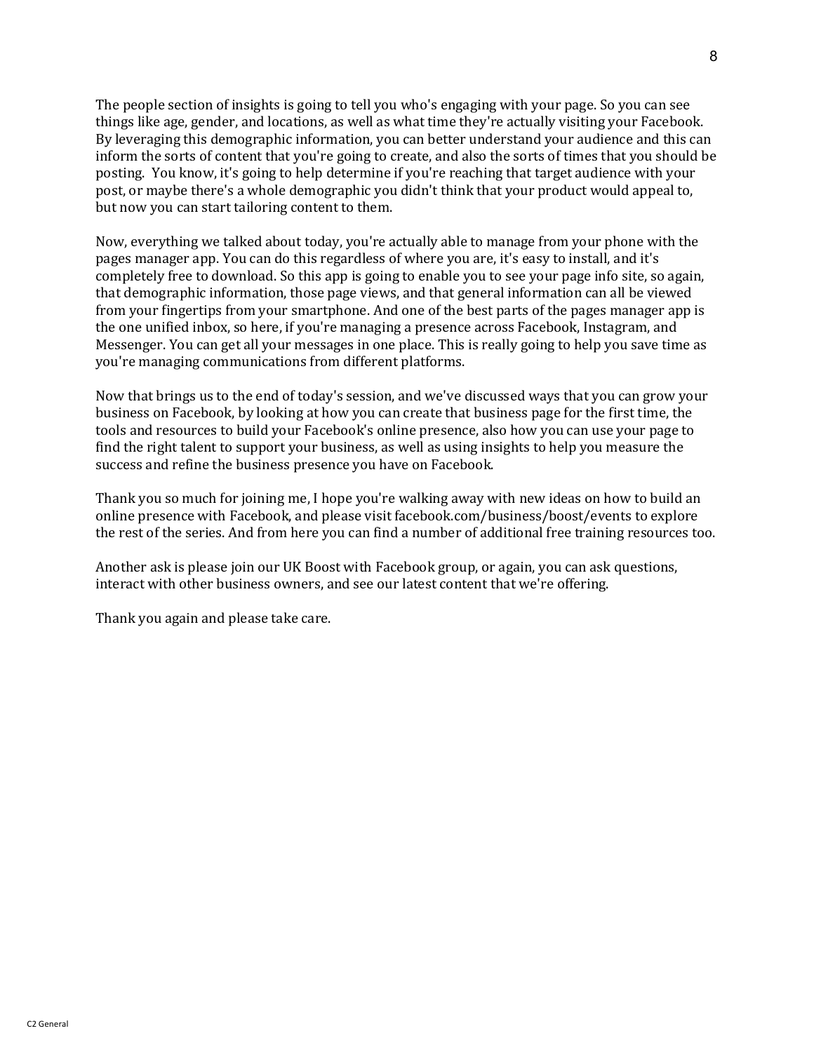The people section of insights is going to tell you who's engaging with your page. So you can see things like age, gender, and locations, as well as what time they're actually visiting your Facebook. By leveraging this demographic information, you can better understand your audience and this can inform the sorts of content that you're going to create, and also the sorts of times that you should be posting. You know, it's going to help determine if you're reaching that target audience with your post, or maybe there's a whole demographic you didn't think that your product would appeal to, but now you can start tailoring content to them.

Now, everything we talked about today, you're actually able to manage from your phone with the pages manager app. You can do this regardless of where you are, it's easy to install, and it's completely free to download. So this app is going to enable you to see your page info site, so again, that demographic information, those page views, and that general information can all be viewed from your fingertips from your smartphone. And one of the best parts of the pages manager app is the one unified inbox, so here, if you're managing a presence across Facebook, Instagram, and Messenger. You can get all your messages in one place. This is really going to help you save time as you're managing communications from different platforms.

Now that brings us to the end of today's session, and we've discussed ways that you can grow your business on Facebook, by looking at how you can create that business page for the first time, the tools and resources to build your Facebook's online presence, also how you can use your page to find the right talent to support your business, as well as using insights to help you measure the success and refine the business presence you have on Facebook.

Thank you so much for joining me, I hope you're walking away with new ideas on how to build an online presence with Facebook, and please visit facebook.com/business/boost/events to explore the rest of the series. And from here you can find a number of additional free training resources too.

Another ask is please join our UK Boost with Facebook group, or again, you can ask questions, interact with other business owners, and see our latest content that we're offering.

Thank you again and please take care.